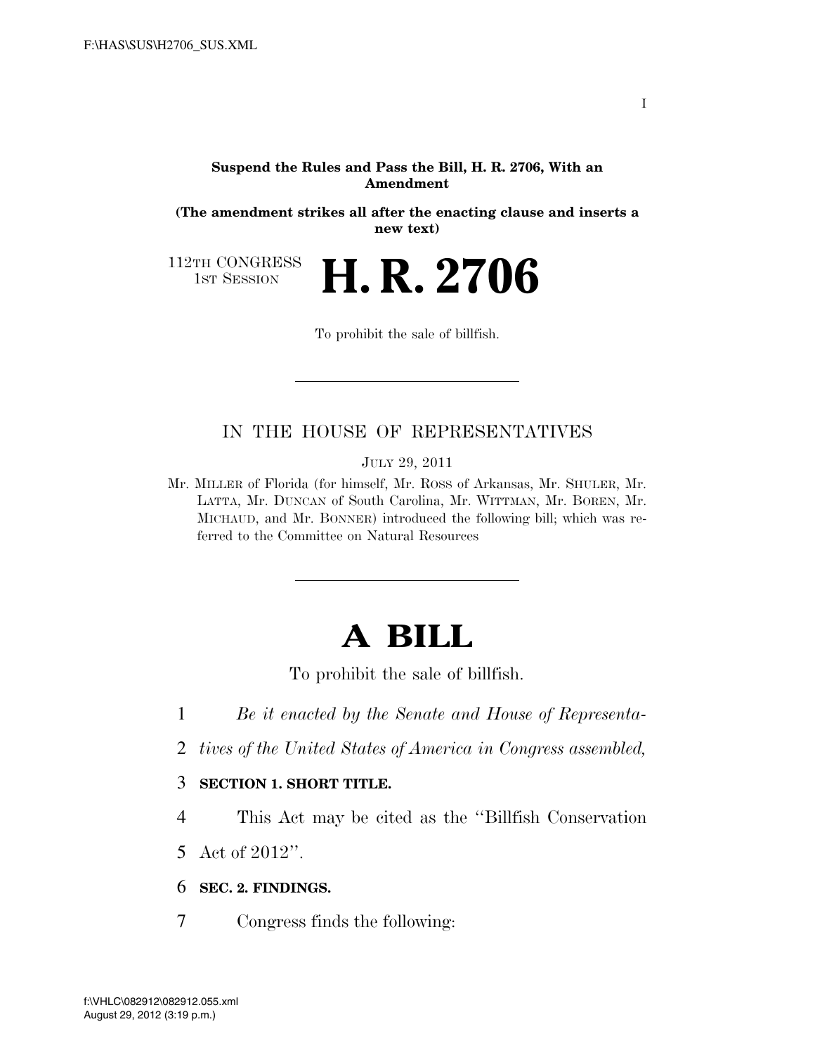**Suspend the Rules and Pass the Bill, H. R. 2706, With an Amendment**

**(The amendment strikes all after the enacting clause and inserts a new text)**

112TH CONGRESS
1ST SESSION

# H. R. 2706

To prohibit the sale of billfish.

---

IN THE HOUSE OF REPRESENTATIVES

JULY 29, 2011

Mr. MILLER of Florida (for himself, Mr. ROSS of Arkansas, Mr. SHULER, Mr. LATTA, Mr. DUNCAN of South Carolina, Mr. WITTMAN, Mr. BOREN, Mr. MICHAUD, and Mr. BONNER) introduced the following bill; which was referred to the Committee on Natural Resources

---

# A BILL

To prohibit the sale of billfish.

*Be it enacted by the Senate and House of Representatives of the United States of America in Congress assembled,*

**SECTION 1. SHORT TITLE.**

This Act may be cited as the "Billfish Conservation Act of 2012".

**SEC. 2. FINDINGS.**

Congress finds the following: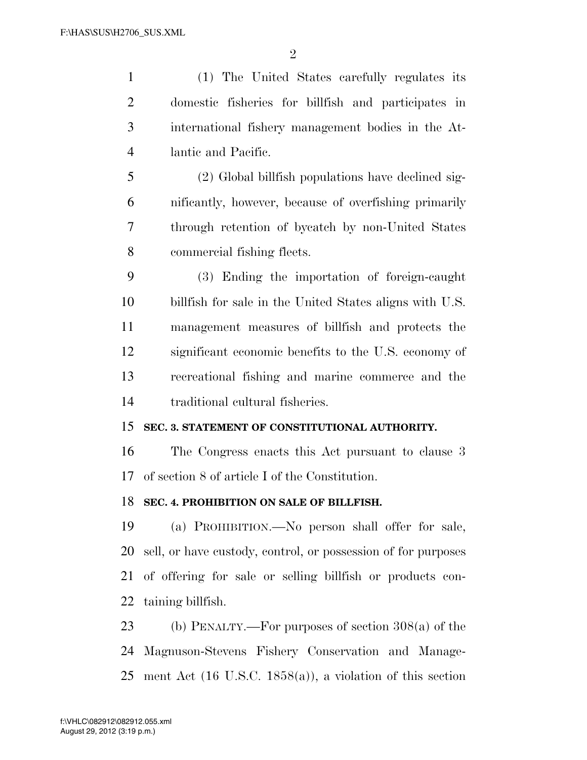(1) The United States carefully regulates its domestic fisheries for billfish and participates in international fishery management bodies in the Atlantic and Pacific.

(2) Global billfish populations have declined significantly, however, because of overfishing primarily through retention of bycatch by non-United States commercial fishing fleets.

(3) Ending the importation of foreign-caught billfish for sale in the United States aligns with U.S. management measures of billfish and protects the significant economic benefits to the U.S. economy of recreational fishing and marine commerce and the traditional cultural fisheries.

**SEC. 3. STATEMENT OF CONSTITUTIONAL AUTHORITY.**

The Congress enacts this Act pursuant to clause 3 of section 8 of article I of the Constitution.

**SEC. 4. PROHIBITION ON SALE OF BILLFISH.**

(a) PROHIBITION.—No person shall offer for sale, sell, or have custody, control, or possession of for purposes of offering for sale or selling billfish or products containing billfish.

(b) PENALTY.—For purposes of section 308(a) of the Magnuson-Stevens Fishery Conservation and Management Act (16 U.S.C. 1858(a)), a violation of this section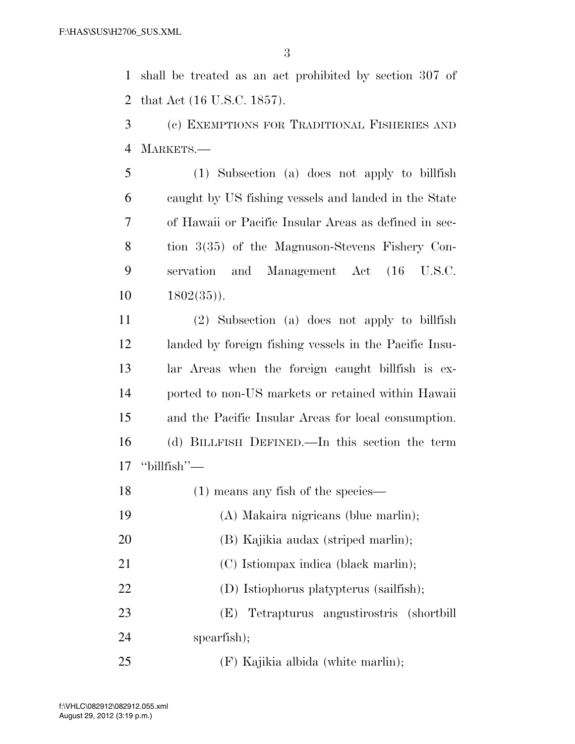shall be treated as an act prohibited by section 307 of that Act (16 U.S.C. 1857).

(c) EXEMPTIONS FOR TRADITIONAL FISHERIES AND MARKETS.—

(1) Subsection (a) does not apply to billfish caught by US fishing vessels and landed in the State of Hawaii or Pacific Insular Areas as defined in section 3(35) of the Magnuson-Stevens Fishery Conservation and Management Act (16 U.S.C. 1802(35)).

(2) Subsection (a) does not apply to billfish landed by foreign fishing vessels in the Pacific Insular Areas when the foreign caught billfish is exported to non-US markets or retained within Hawaii and the Pacific Insular Areas for local consumption.

(d) BILLFISH DEFINED.—In this section the term "billfish"—

(1) means any fish of the species—

(A) Makaira nigricans (blue marlin);

(B) Kajikia audax (striped marlin);

(C) Istiompax indica (black marlin);

(D) Istiophorus platypterus (sailfish);

(E) Tetrapturus angustirostris (shortbill spearfish);

(F) Kajikia albida (white marlin);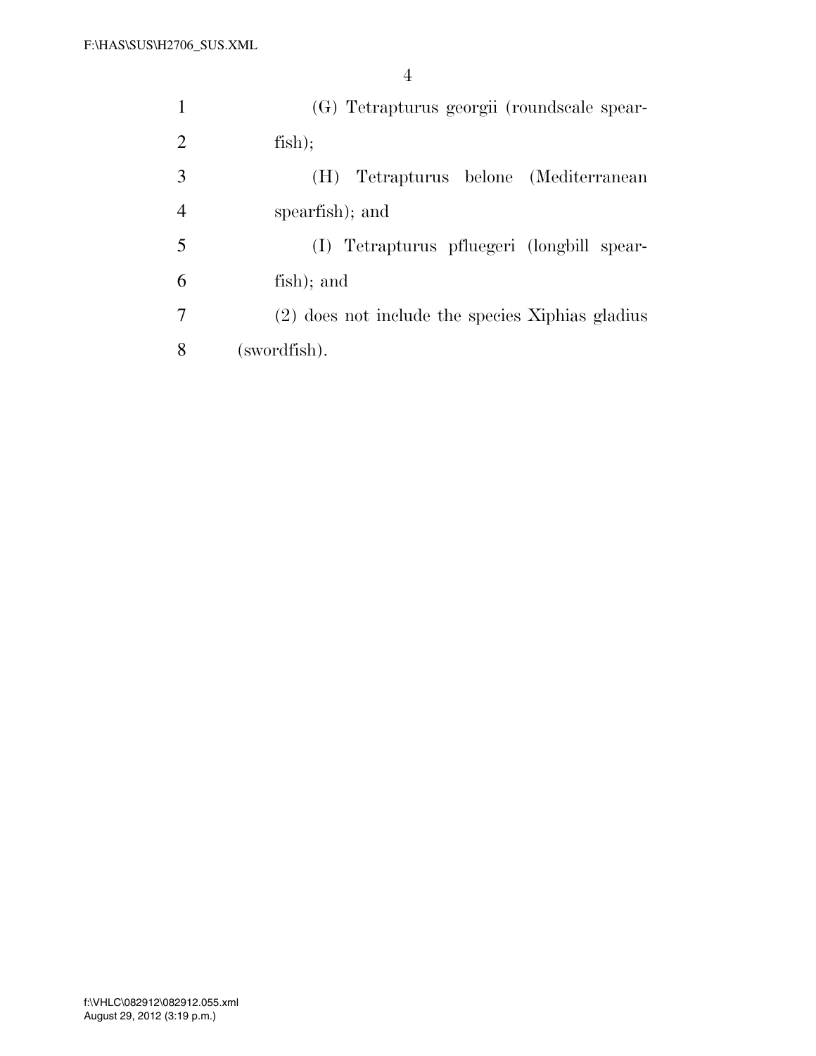(G) Tetrapturus georgii (roundscale spearfish);

(H) Tetrapturus belone (Mediterranean spearfish); and

(I) Tetrapturus pfluegeri (longbill spearfish); and

(2) does not include the species Xiphias gladius (swordfish).